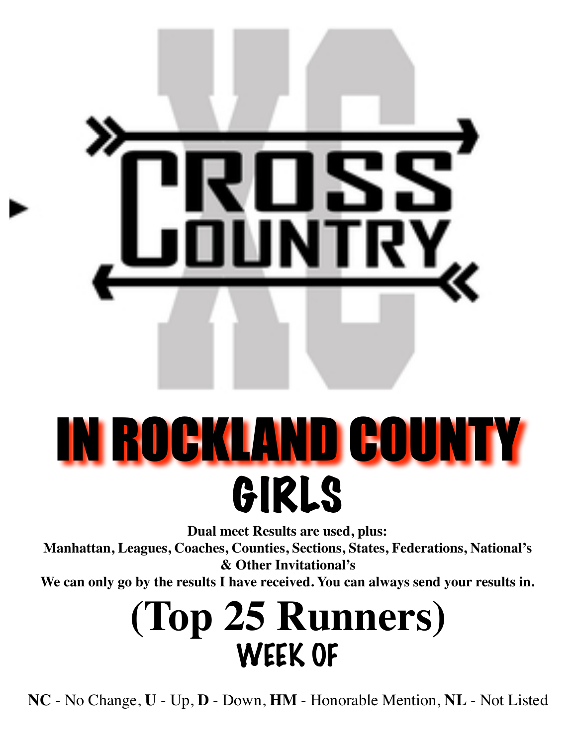# CROSS COUNTRY

# IN ROCKLAND COUNTY

## GIRLS

**Dual meet Results are used, plus:**
**Manhattan, Leagues, Coaches, Counties, Sections, States, Federations, National's & Other Invitational's**
**We can only go by the results I have received. You can always send your results in.**

# (Top 25 Runners)

## WEEK OF

**NC** - No Change, **U** - Up, **D** - Down, **HM** - Honorable Mention, **NL** - Not Listed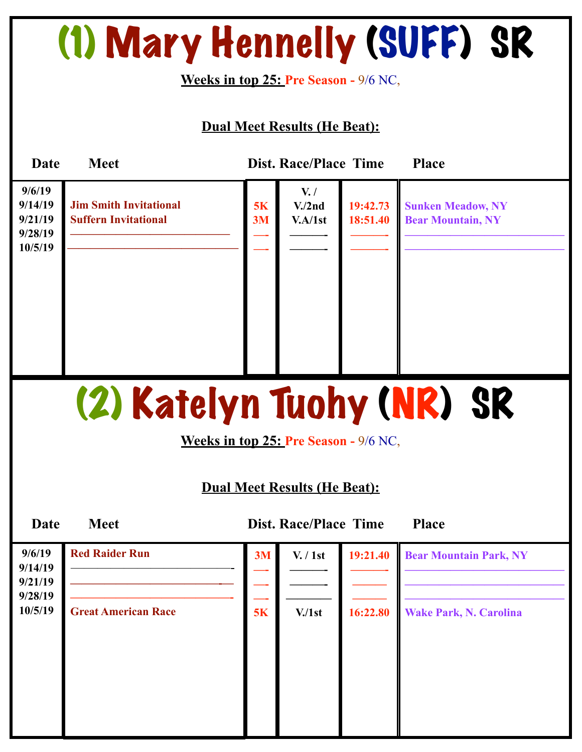# (1) Mary Hennelly (SUFF) SR

**Weeks in top 25:** Pre Season - 9/6 NC,

**Dual Meet Results (He Beat):**

| Date | Meet | Dist. | Race/Place | Time | Place |
|---|---|---|---|---|---|
| 9/6/19 | | | V. / | | |
| 9/14/19 | Jim Smith Invitational | 5K | V./2nd | 19:42.73 | Sunken Meadow, NY |
| 9/21/19 | Suffern Invitational | 3M | V.A/1st | 18:51.40 | Bear Mountain, NY |
| 9/28/19 | | | | | |
| 10/5/19 | | | | | |

# (2) Katelyn Tuohy (NR) SR

**Weeks in top 25:** Pre Season - 9/6 NC,

**Dual Meet Results (He Beat):**

| Date | Meet | Dist. | Race/Place | Time | Place |
|---|---|---|---|---|---|
| 9/6/19 | Red Raider Run | 3M | V. / 1st | 19:21.40 | Bear Mountain Park, NY |
| 9/14/19 | | | | | |
| 9/21/19 | | | | | |
| 9/28/19 | | | | | |
| 10/5/19 | Great American Race | 5K | V./1st | 16:22.80 | Wake Park, N. Carolina |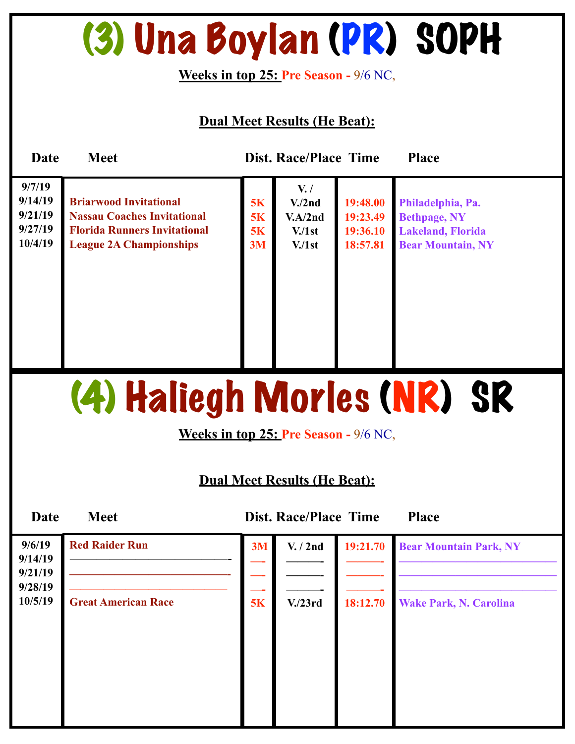# (3) Una Boylan (PR) SOPH

**Weeks in top 25:** Pre Season - 9/6 NC,

**Dual Meet Results (He Beat):**

| Date | Meet | Dist. | Race/Place | Time | Place |
| --- | --- | --- | --- | --- | --- |
| 9/7/19 | | | V. / | | |
| 9/14/19 | Briarwood Invitational | 5K | V./2nd | 19:48.00 | Philadelphia, Pa. |
| 9/21/19 | Nassau Coaches Invitational | 5K | V.A/2nd | 19:23.49 | Bethpage, NY |
| 9/27/19 | Florida Runners Invitational | 5K | V./1st | 19:36.10 | Lakeland, Florida |
| 10/4/19 | League 2A Championships | 3M | V./1st | 18:57.81 | Bear Mountain, NY |

# (4) Haliegh Morles (NR) SR

**Weeks in top 25:** Pre Season - 9/6 NC,

**Dual Meet Results (He Beat):**

| Date | Meet | Dist. | Race/Place | Time | Place |
| --- | --- | --- | --- | --- | --- |
| 9/6/19 | Red Raider Run | 3M | V. / 2nd | 19:21.70 | Bear Mountain Park, NY |
| 9/14/19 | —————————— | — | ——— | ——— | —————————— |
| 9/21/19 | —————————— | — | ——— | ——— | —————————— |
| 9/28/19 | —————————— | — | ——— | ——— | —————————— |
| 10/5/19 | Great American Race | 5K | V./23rd | 18:12.70 | Wake Park, N. Carolina |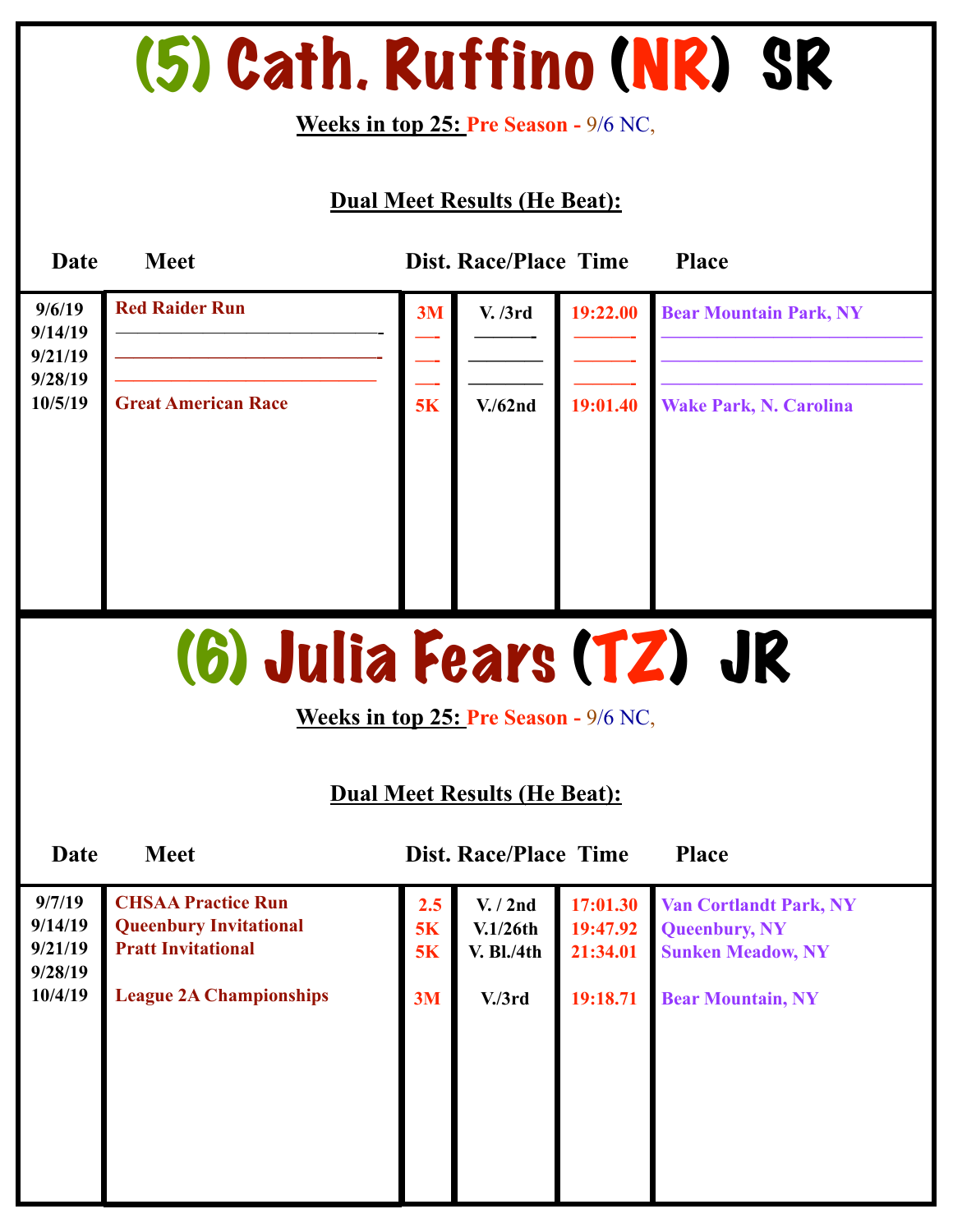# (5) Cath. Ruffino (NR) SR

**Weeks in top 25:** Pre Season - 9/6 NC,

**Dual Meet Results (He Beat):**

| Date | Meet | Dist. | Race/Place | Time | Place |
|---|---|---|---|---|---|
| 9/6/19 | Red Raider Run | 3M | V. /3rd | 19:22.00 | Bear Mountain Park, NY |
| 9/14/19 | —————————- | —- | ———- | ———- | ——————— |
| 9/21/19 | —————————- | —- | ———— | ———- | ——————— |
| 9/28/19 | ————————— | —- | ———— | ———- | ——————— |
| 10/5/19 | Great American Race | 5K | V./62nd | 19:01.40 | Wake Park, N. Carolina |

# (6) Julia Fears (TZ) JR

**Weeks in top 25:** Pre Season - 9/6 NC,

**Dual Meet Results (He Beat):**

| Date | Meet | Dist. | Race/Place | Time | Place |
|---|---|---|---|---|---|
| 9/7/19 | CHSAA Practice Run | 2.5 | V. / 2nd | 17:01.30 | Van Cortlandt Park, NY |
| 9/14/19 | Queenbury Invitational | 5K | V.1/26th | 19:47.92 | Queenbury, NY |
| 9/21/19 | Pratt Invitational | 5K | V. Bl./4th | 21:34.01 | Sunken Meadow, NY |
| 9/28/19 | | | | | |
| 10/4/19 | League 2A Championships | 3M | V./3rd | 19:18.71 | Bear Mountain, NY |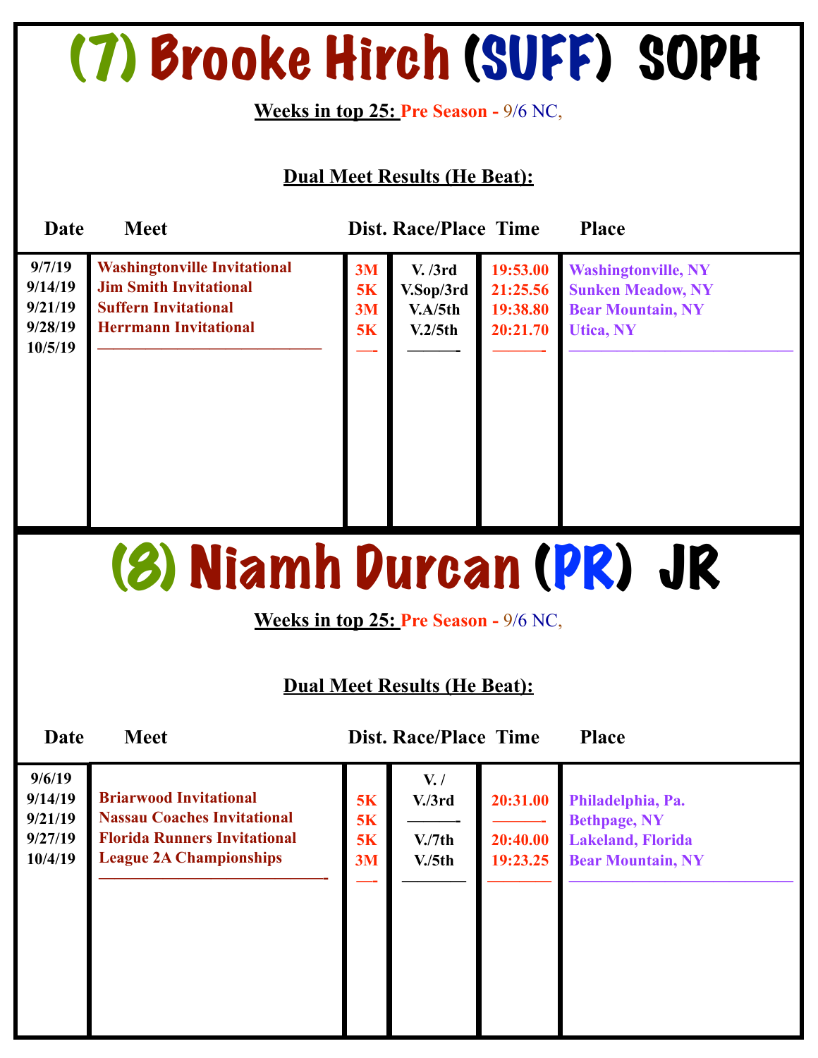# (7) Brooke Hirch (SUFF) SOPH

**Weeks in top 25:** Pre Season - 9/6 NC,

**Dual Meet Results (He Beat):**

| Date | Meet | Dist. | Race/Place | Time | Place |
|---|---|---|---|---|---|
| 9/7/19 | Washingtonville Invitational | 3M | V. /3rd | 19:53.00 | Washingtonville, NY |
| 9/14/19 | Jim Smith Invitational | 5K | V.Sop/3rd | 21:25.56 | Sunken Meadow, NY |
| 9/21/19 | Suffern Invitational | 3M | V.A/5th | 19:38.80 | Bear Mountain, NY |
| 9/28/19 | Herrmann Invitational | 5K | V.2/5th | 20:21.70 | Utica, NY |
| 10/5/19 | —————————— | —- | ———- | ———- | —————————— |

# (8) Niamh Durcan (PR) JR

**Weeks in top 25:** Pre Season - 9/6 NC,

**Dual Meet Results (He Beat):**

| Date | Meet | Dist. | Race/Place | Time | Place |
|---|---|---|---|---|---|
| 9/6/19 | | | V. / | | |
| 9/14/19 | Briarwood Invitational | 5K | V./3rd | 20:31.00 | Philadelphia, Pa. |
| 9/21/19 | Nassau Coaches Invitational | 5K | ———- | ———- | Bethpage, NY |
| 9/27/19 | Florida Runners Invitational | 5K | V./7th | 20:40.00 | Lakeland, Florida |
| 10/4/19 | League 2A Championships | 3M | V./5th | 19:23.25 | Bear Mountain, NY |
| | ——————————- | —- | ———— | ———— | —————————— |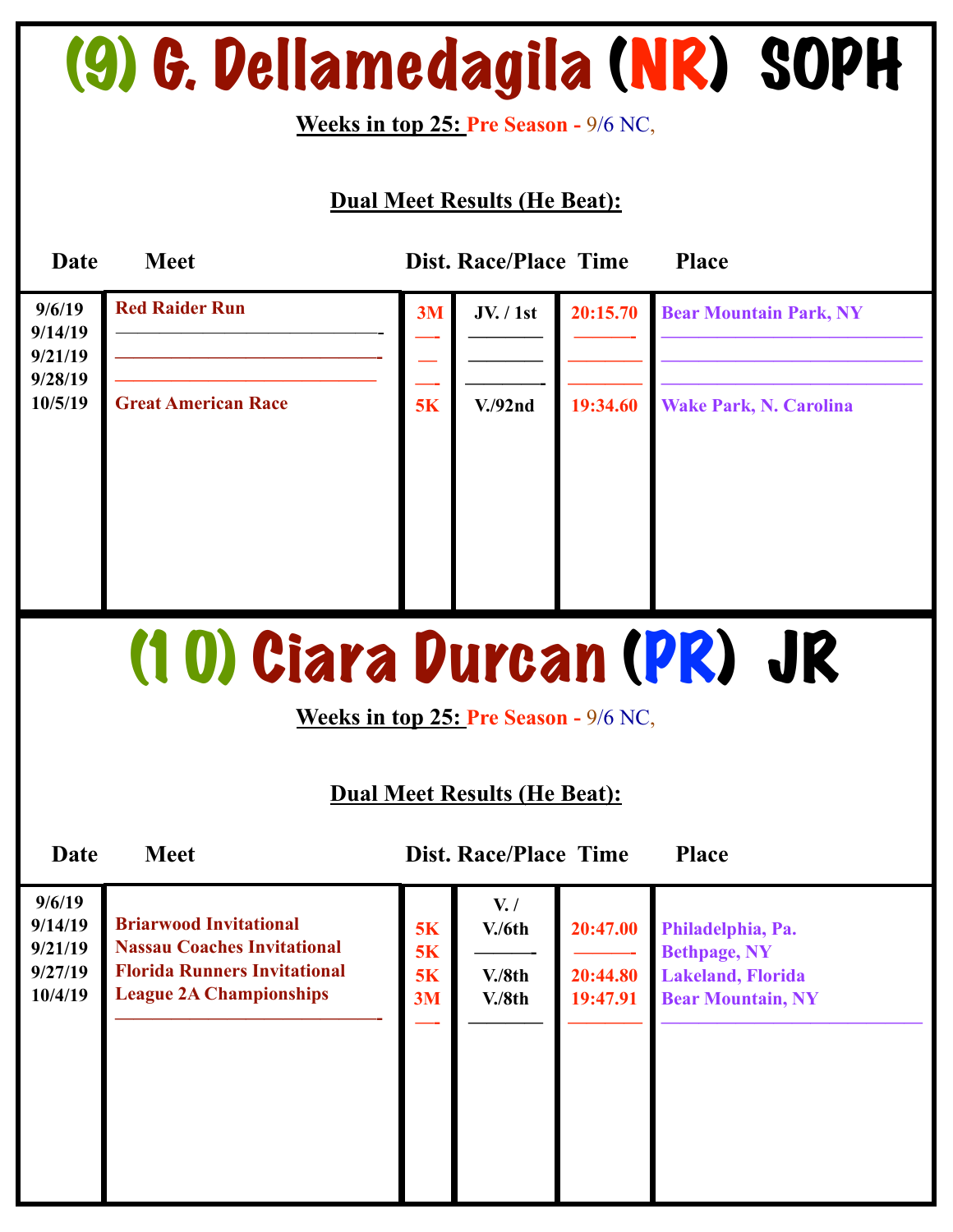# (9) G. Dellamedagila (NR) SOPH

**Weeks in top 25:** Pre Season - 9/6 NC,

**Dual Meet Results (He Beat):**

| Date | Meet | Dist. | Race/Place | Time | Place |
|---|---|---|---|---|---|
| 9/6/19 | Red Raider Run | 3M | JV. / 1st | 20:15.70 | Bear Mountain Park, NY |
| 9/14/19 | | | | | |
| 9/21/19 | | | | | |
| 9/28/19 | | | | | |
| 10/5/19 | Great American Race | 5K | V./92nd | 19:34.60 | Wake Park, N. Carolina |

# (10) Ciara Durcan (PR) JR

**Weeks in top 25:** Pre Season - 9/6 NC,

**Dual Meet Results (He Beat):**

| Date | Meet | Dist. | Race/Place | Time | Place |
|---|---|---|---|---|---|
| 9/6/19 | | | V. / | | |
| 9/14/19 | Briarwood Invitational | 5K | V./6th | 20:47.00 | Philadelphia, Pa. |
| 9/21/19 | Nassau Coaches Invitational | 5K | | | Bethpage, NY |
| 9/27/19 | Florida Runners Invitational | 5K | V./8th | 20:44.80 | Lakeland, Florida |
| 10/4/19 | League 2A Championships | 3M | V./8th | 19:47.91 | Bear Mountain, NY |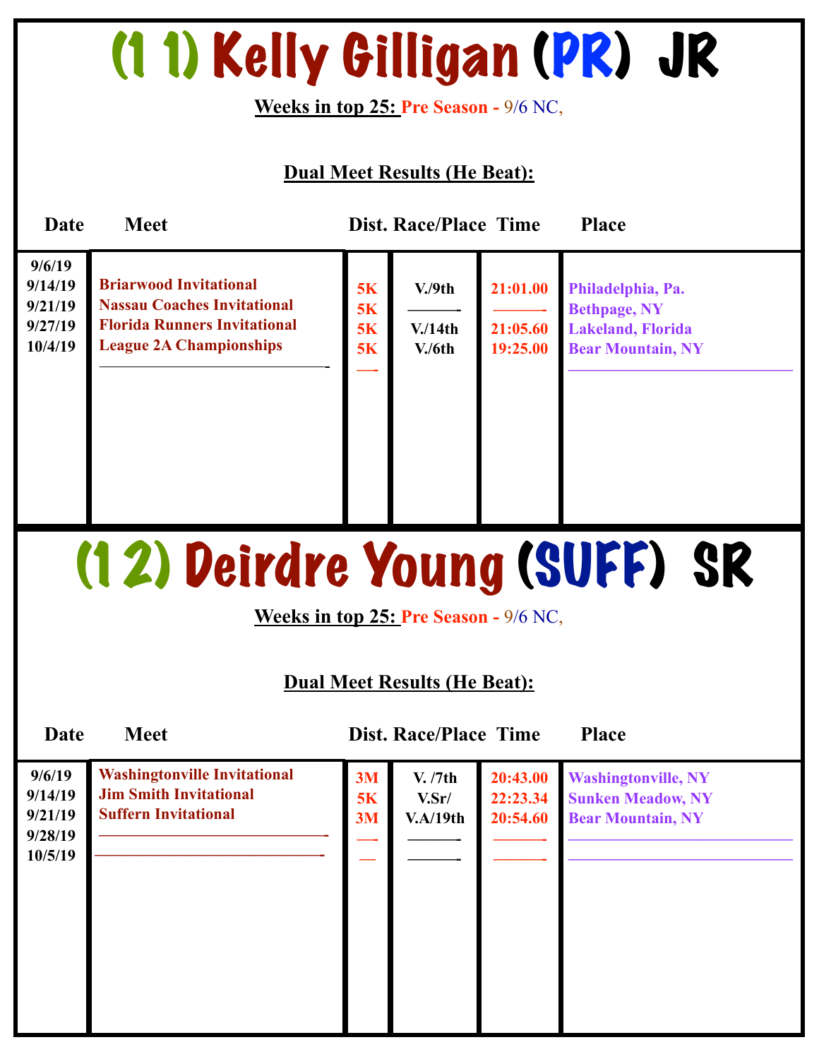# (1 1) Kelly Gilligan (PR) JR

**Weeks in top 25:** Pre Season - 9/6 NC,

**Dual Meet Results (He Beat):**

| Date | Meet | Dist. | Race/Place | Time | Place |
|---|---|---|---|---|---|
| 9/6/19 | | | | | |
| 9/14/19 | Briarwood Invitational | 5K | V./9th | 21:01.00 | Philadelphia, Pa. |
| 9/21/19 | Nassau Coaches Invitational | 5K | ——- | ——- | Bethpage, NY |
| 9/27/19 | Florida Runners Invitational | 5K | V./14th | 21:05.60 | Lakeland, Florida |
| 10/4/19 | League 2A Championships | 5K | V./6th | 19:25.00 | Bear Mountain, NY |
| | ——————————- | —- | | | ——————————— |

# (1 2) Deirdre Young (SUFF) SR

**Weeks in top 25:** Pre Season - 9/6 NC,

**Dual Meet Results (He Beat):**

| Date | Meet | Dist. | Race/Place | Time | Place |
|---|---|---|---|---|---|
| 9/6/19 | Washingtonville Invitational | 3M | V. /7th | 20:43.00 | Washingtonville, NY |
| 9/14/19 | Jim Smith Invitational | 5K | V.Sr/ | 22:23.34 | Sunken Meadow, NY |
| 9/21/19 | Suffern Invitational | 3M | V.A/19th | 20:54.60 | Bear Mountain, NY |
| 9/28/19 | ——————————- | —- | ——- | ——- | ——————————— |
| 10/5/19 | ——————————- | — | ——- | ——- | ——————————— |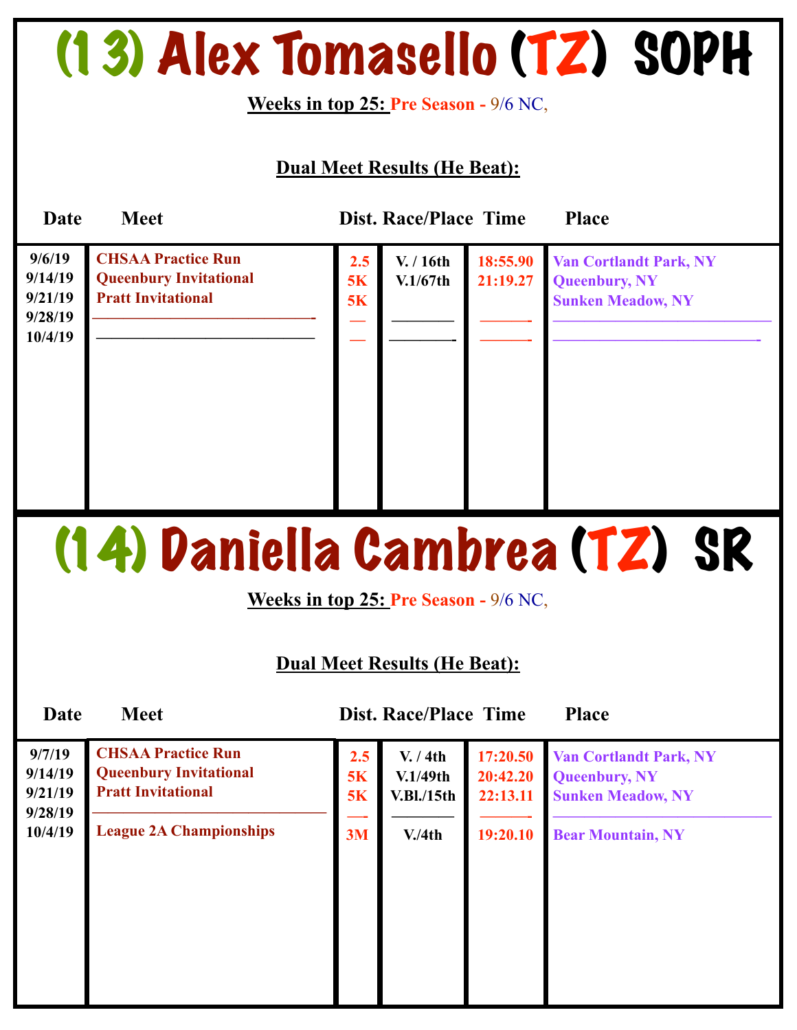# (13) Alex Tomasello (TZ) SOPH

**Weeks in top 25:** Pre Season - 9/6 NC,

**Dual Meet Results (He Beat):**

| Date | Meet | Dist. | Race/Place | Time | Place |
|---|---|---|---|---|---|
| 9/6/19 | CHSAA Practice Run | 2.5 | V. / 16th | 18:55.90 | Van Cortlandt Park, NY |
| 9/14/19 | Queenbury Invitational | 5K | V.1/67th | 21:19.27 | Queenbury, NY |
| 9/21/19 | Pratt Invitational | 5K | | | Sunken Meadow, NY |
| 9/28/19 | ———————— | — | ———— | ——— | ———————— |
| 10/4/19 | ———————— | — | ———— | ——— | ———————— |

# (14) Daniella Cambrea (TZ) SR

**Weeks in top 25:** Pre Season - 9/6 NC,

**Dual Meet Results (He Beat):**

| Date | Meet | Dist. | Race/Place | Time | Place |
|---|---|---|---|---|---|
| 9/7/19 | CHSAA Practice Run | 2.5 | V. / 4th | 17:20.50 | Van Cortlandt Park, NY |
| 9/14/19 | Queenbury Invitational | 5K | V.1/49th | 20:42.20 | Queenbury, NY |
| 9/21/19 | Pratt Invitational | 5K | V.Bl./15th | 22:13.11 | Sunken Meadow, NY |
| 9/28/19 | ———————— | — | ———— | ——— | ———————— |
| 10/4/19 | League 2A Championships | 3M | V./4th | 19:20.10 | Bear Mountain, NY |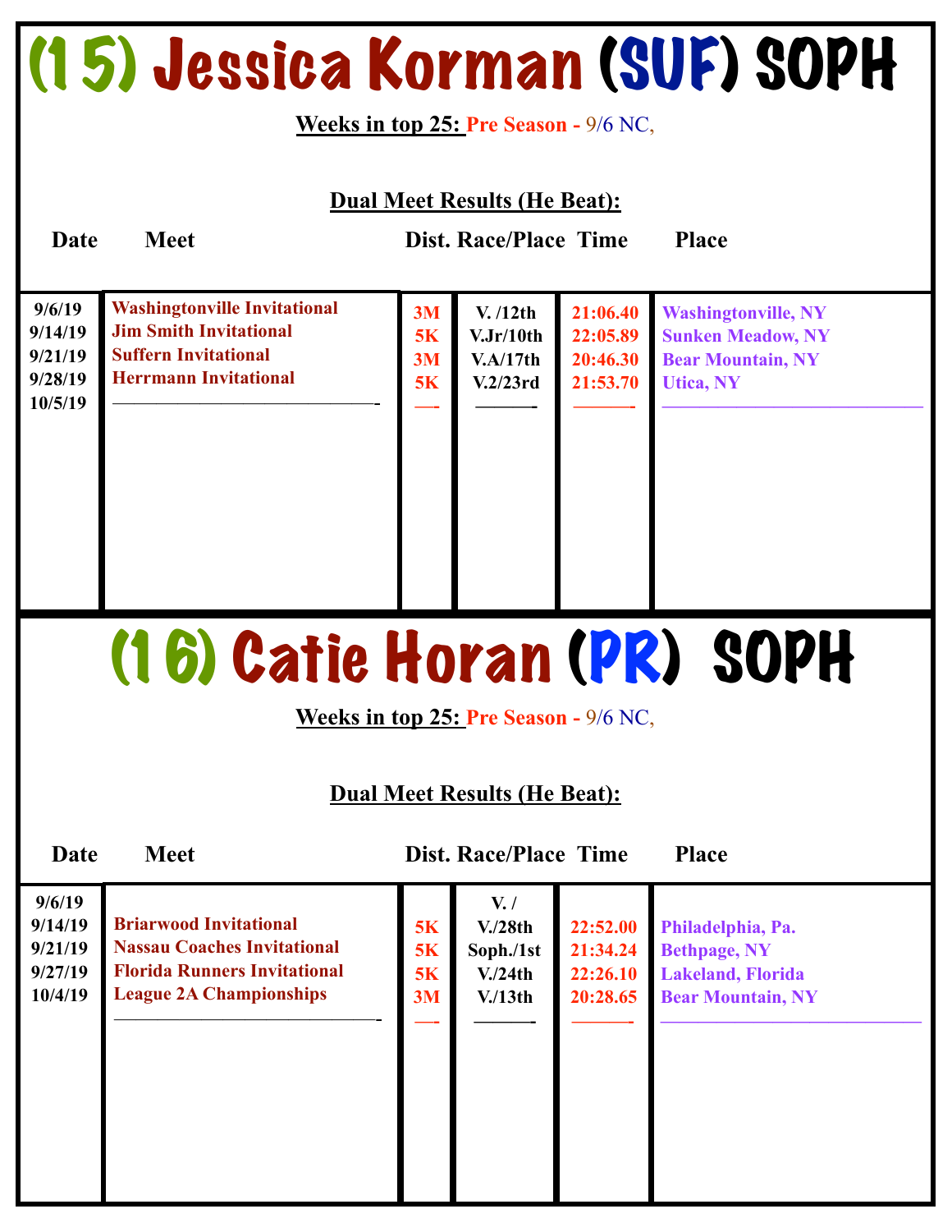# (15) Jessica Korman (SUF) SOPH

**Weeks in top 25:** Pre Season - 9/6 NC,

**Dual Meet Results (He Beat):**

| Date | Meet | Dist. | Race/Place | Time | Place |
|---|---|---|---|---|---|
| 9/6/19 | Washingtonville Invitational | 3M | V. /12th | 21:06.40 | Washingtonville, NY |
| 9/14/19 | Jim Smith Invitational | 5K | V.Jr/10th | 22:05.89 | Sunken Meadow, NY |
| 9/21/19 | Suffern Invitational | 3M | V.A/17th | 20:46.30 | Bear Mountain, NY |
| 9/28/19 | Herrmann Invitational | 5K | V.2/23rd | 21:53.70 | Utica, NY |
| 10/5/19 | ——————————- | —- | ———- | ———- | ——————————— |

# (16) Catie Horan (PR) SOPH

**Weeks in top 25:** Pre Season - 9/6 NC,

**Dual Meet Results (He Beat):**

| Date | Meet | Dist. | Race/Place | Time | Place |
|---|---|---|---|---|---|
| 9/6/19 | | | V. / | | |
| 9/14/19 | Briarwood Invitational | 5K | V./28th | 22:52.00 | Philadelphia, Pa. |
| 9/21/19 | Nassau Coaches Invitational | 5K | Soph./1st | 21:34.24 | Bethpage, NY |
| 9/27/19 | Florida Runners Invitational | 5K | V./24th | 22:26.10 | Lakeland, Florida |
| 10/4/19 | League 2A Championships | 3M | V./13th | 20:28.65 | Bear Mountain, NY |
| | ——————————- | —- | ———- | ———- | ——————————— |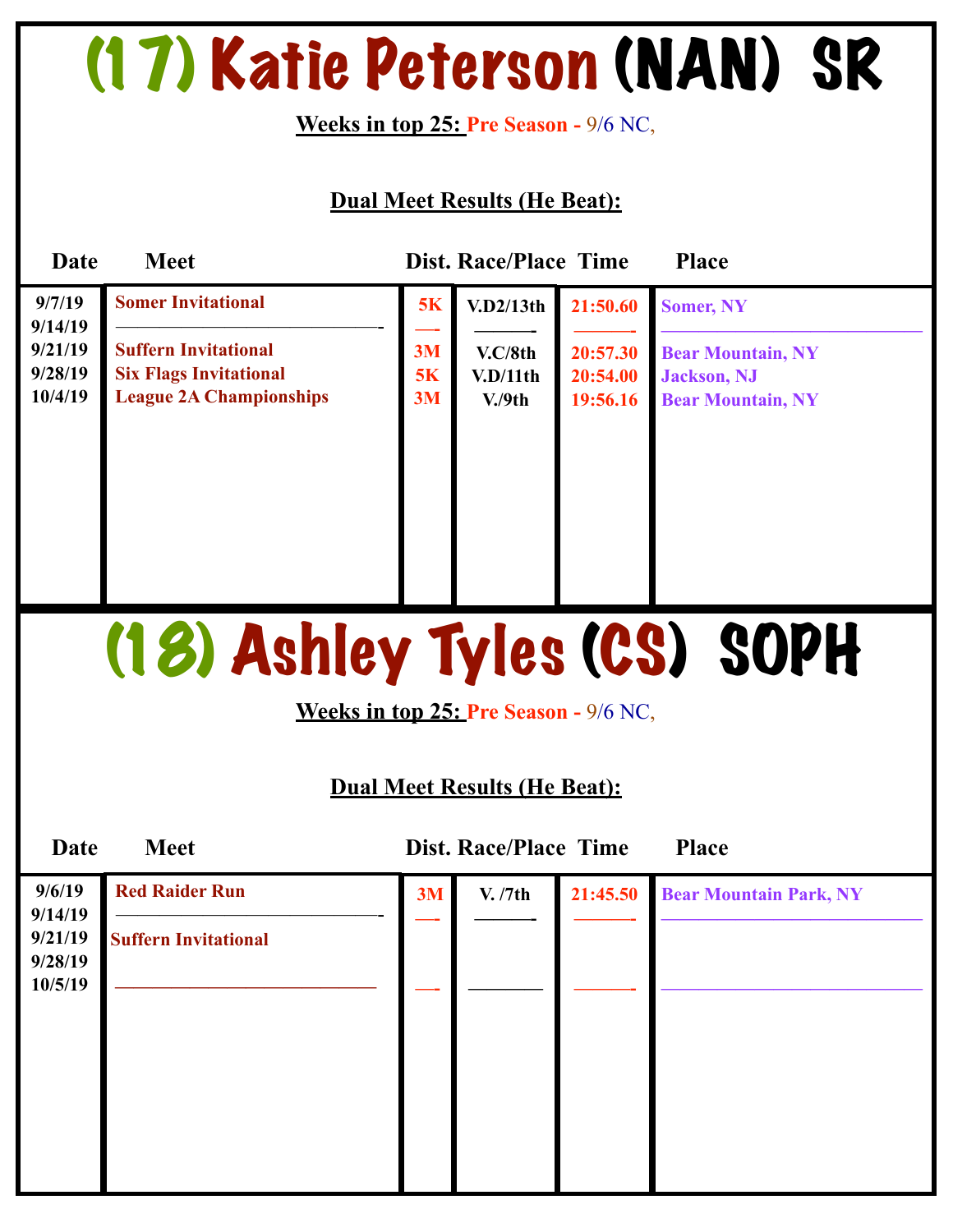# (17) Katie Peterson (NAN) SR

**Weeks in top 25:** Pre Season - 9/6 NC,

**Dual Meet Results (He Beat):**

| Date | Meet | Dist. | Race/Place | Time | Place |
|---|---|---|---|---|---|
| 9/7/19 | Somer Invitational | 5K | V.D2/13th | 21:50.60 | Somer, NY |
| 9/14/19 | ———————————- | —- | ———- | ———- | ——————————— |
| 9/21/19 | Suffern Invitational | 3M | V.C/8th | 20:57.30 | Bear Mountain, NY |
| 9/28/19 | Six Flags Invitational | 5K | V.D/11th | 20:54.00 | Jackson, NJ |
| 10/4/19 | League 2A Championships | 3M | V./9th | 19:56.16 | Bear Mountain, NY |

# (18) Ashley Tyles (CS) SOPH

**Weeks in top 25:** Pre Season - 9/6 NC,

**Dual Meet Results (He Beat):**

| Date | Meet | Dist. | Race/Place | Time | Place |
|---|---|---|---|---|---|
| 9/6/19 | Red Raider Run | 3M | V. /7th | 21:45.50 | Bear Mountain Park, NY |
| 9/14/19 | ———————————- | —- | ———- | ———- | ——————————— |
| 9/21/19 | Suffern Invitational | | | | |
| 9/28/19 | | | | | |
| 10/5/19 | ——————————— | —- | ———— | ———- | ——————————— |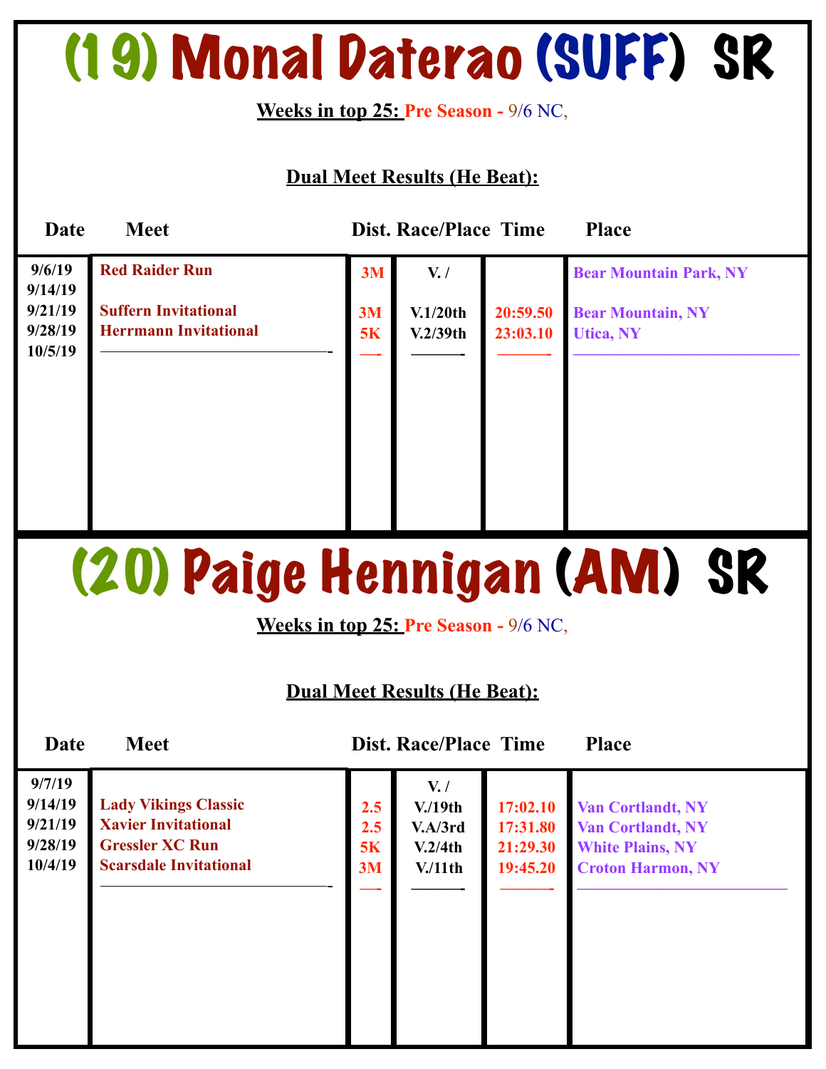# (19) Monal Daterao (SUFF) SR

**Weeks in top 25:** Pre Season - 9/6 NC,

**Dual Meet Results (He Beat):**

| Date | Meet | Dist. | Race/Place | Time | Place |
|---|---|---|---|---|---|
| 9/6/19 | Red Raider Run | 3M | V. / | | Bear Mountain Park, NY |
| 9/14/19 | | | | | |
| 9/21/19 | Suffern Invitational | 3M | V.1/20th | 20:59.50 | Bear Mountain, NY |
| 9/28/19 | Herrmann Invitational | 5K | V.2/39th | 23:03.10 | Utica, NY |
| 10/5/19 | | | | | |

# (20) Paige Hennigan (AM) SR

**Weeks in top 25:** Pre Season - 9/6 NC,

**Dual Meet Results (He Beat):**

| Date | Meet | Dist. | Race/Place | Time | Place |
|---|---|---|---|---|---|
| 9/7/19 | | | V. / | | |
| 9/14/19 | Lady Vikings Classic | 2.5 | V./19th | 17:02.10 | Van Cortlandt, NY |
| 9/21/19 | Xavier Invitational | 2.5 | V.A/3rd | 17:31.80 | Van Cortlandt, NY |
| 9/28/19 | Gressler XC Run | 5K | V.2/4th | 21:29.30 | White Plains, NY |
| 10/4/19 | Scarsdale Invitational | 3M | V./11th | 19:45.20 | Croton Harmon, NY |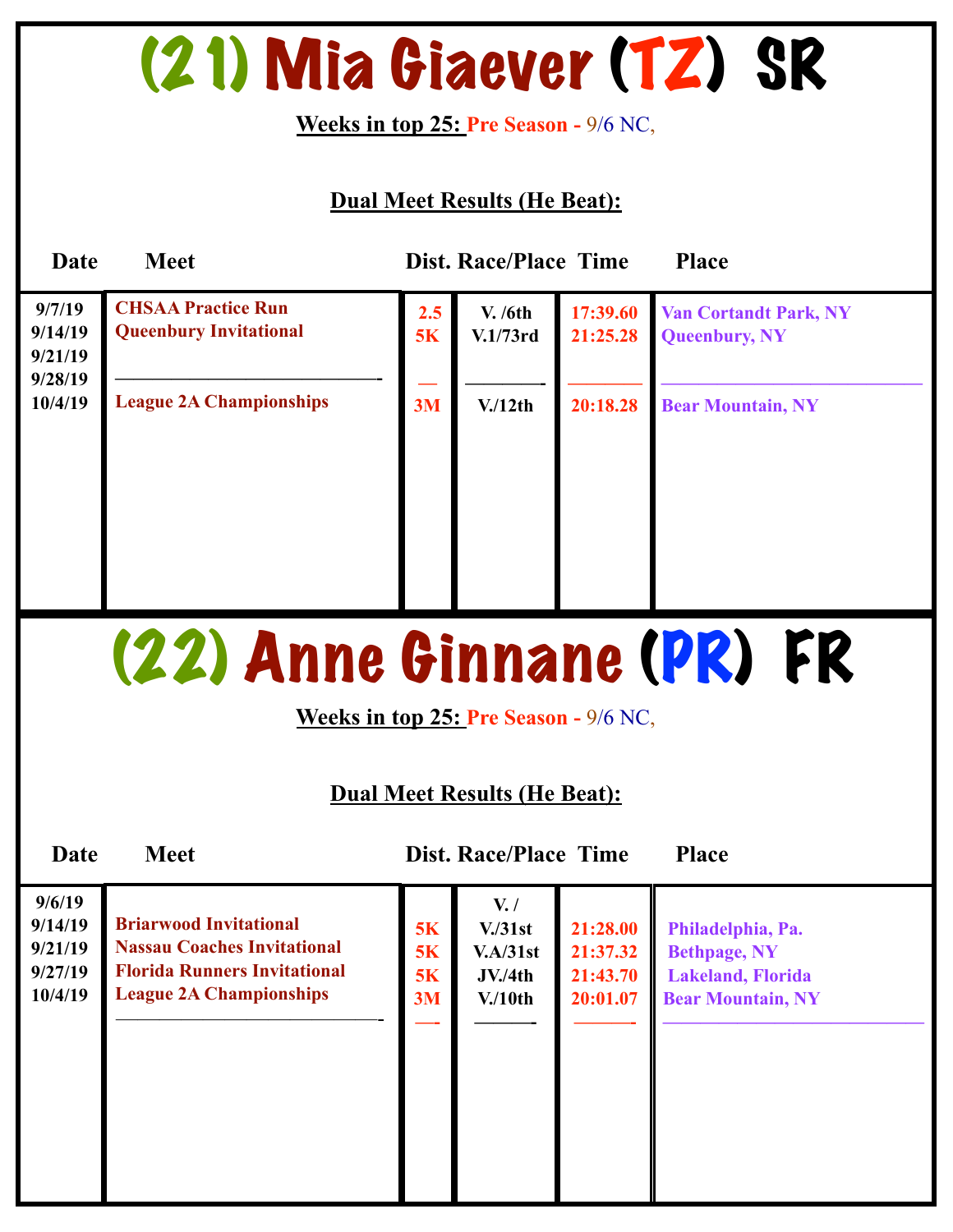# (21) Mia Giaever (TZ) SR

**Weeks in top 25:** Pre Season - 9/6 NC,

**Dual Meet Results (He Beat):**

| Date | Meet | Dist. | Race/Place | Time | Place |
|---|---|---|---|---|---|
| 9/7/19 | CHSAA Practice Run | 2.5 | V. /6th | 17:39.60 | Van Cortandt Park, NY |
| 9/14/19 | Queenbury Invitational | 5K | V.1/73rd | 21:25.28 | Queenbury, NY |
| 9/21/19 | | | | | |
| 9/28/19 | —————————— | — | ———— | ———— | —————————— |
| 10/4/19 | League 2A Championships | 3M | V./12th | 20:18.28 | Bear Mountain, NY |

# (22) Anne Ginnane (PR) FR

**Weeks in top 25:** Pre Season - 9/6 NC,

**Dual Meet Results (He Beat):**

| Date | Meet | Dist. | Race/Place | Time | Place |
|---|---|---|---|---|---|
| 9/6/19 | | | V. / | | |
| 9/14/19 | Briarwood Invitational | 5K | V./31st | 21:28.00 | Philadelphia, Pa. |
| 9/21/19 | Nassau Coaches Invitational | 5K | V.A/31st | 21:37.32 | Bethpage, NY |
| 9/27/19 | Florida Runners Invitational | 5K | JV./4th | 21:43.70 | Lakeland, Florida |
| 10/4/19 | League 2A Championships | 3M | V./10th | 20:01.07 | Bear Mountain, NY |
| | —————————— | — | ———— | ———— | —————————— |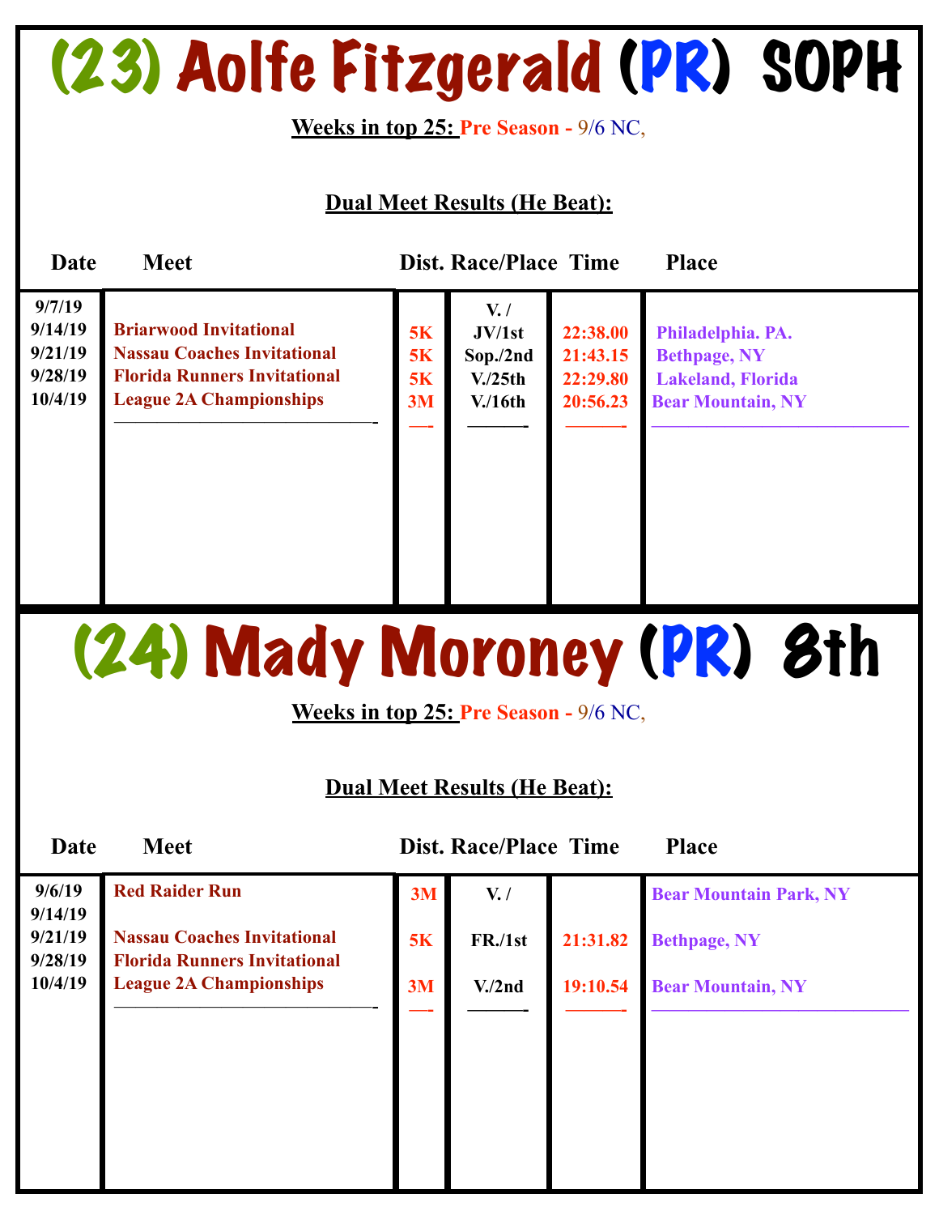# (23) Aolfe Fitzgerald (PR) SOPH

**Weeks in top 25:** Pre Season - 9/6 NC,

**Dual Meet Results (He Beat):**

| Date | Meet | Dist. | Race/Place | Time | Place |
|---|---|---|---|---|---|
| 9/7/19 | | | V. / | | |
| 9/14/19 | Briarwood Invitational | 5K | JV/1st | 22:38.00 | Philadelphia. PA. |
| 9/21/19 | Nassau Coaches Invitational | 5K | Sop./2nd | 21:43.15 | Bethpage, NY |
| 9/28/19 | Florida Runners Invitational | 5K | V./25th | 22:29.80 | Lakeland, Florida |
| 10/4/19 | League 2A Championships | 3M | V./16th | 20:56.23 | Bear Mountain, NY |

# (24) Mady Moroney (PR) 8th

**Weeks in top 25:** Pre Season - 9/6 NC,

**Dual Meet Results (He Beat):**

| Date | Meet | Dist. | Race/Place | Time | Place |
|---|---|---|---|---|---|
| 9/6/19 | Red Raider Run | 3M | V. / | | Bear Mountain Park, NY |
| 9/14/19 | | | | | |
| 9/21/19 | Nassau Coaches Invitational | 5K | FR./1st | 21:31.82 | Bethpage, NY |
| 9/28/19 | Florida Runners Invitational | | | | |
| 10/4/19 | League 2A Championships | 3M | V./2nd | 19:10.54 | Bear Mountain, NY |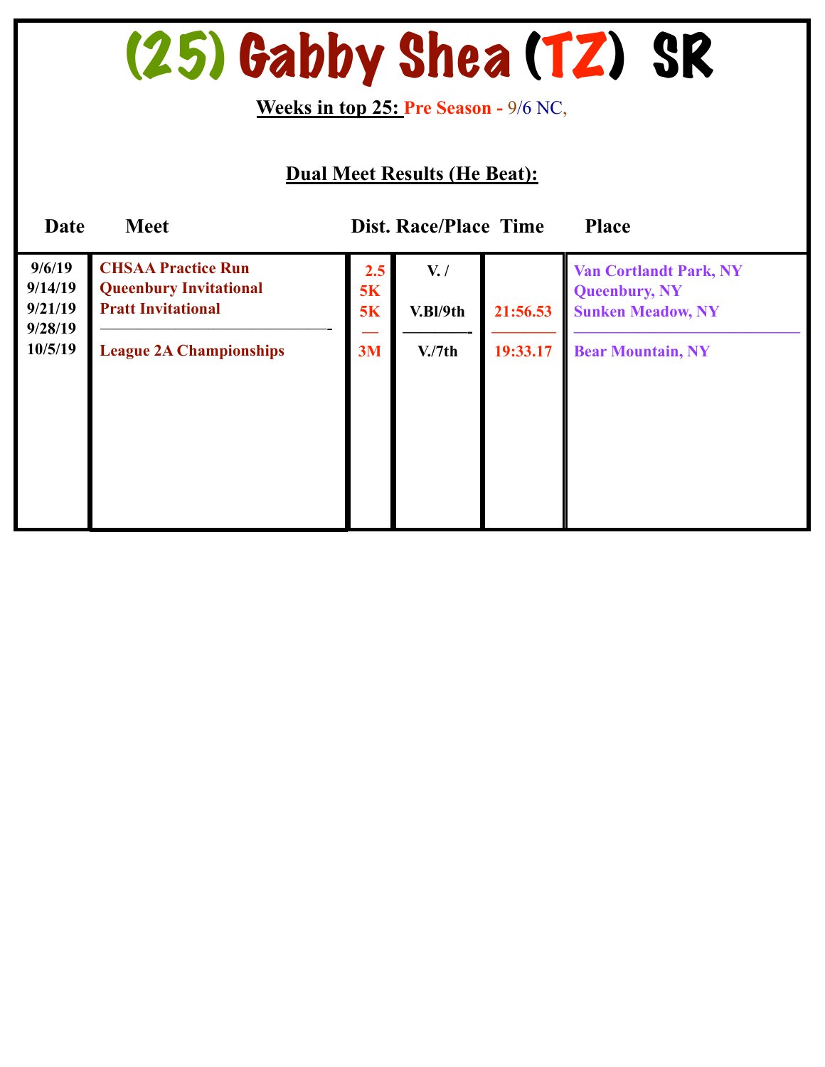# (25) Gabby Shea (TZ) SR

**Weeks in top 25:** Pre Season - 9/6 NC,

## Dual Meet Results (He Beat):

| Date | Meet | Dist. | Race/Place | Time | Place |
|---|---|---|---|---|---|
| 9/6/19 | CHSAA Practice Run | 2.5 | V. / | | Van Cortlandt Park, NY |
| 9/14/19 | Queenbury Invitational | 5K | | | Queenbury, NY |
| 9/21/19 | Pratt Invitational | 5K | V.Bl/9th | 21:56.53 | Sunken Meadow, NY |
| 9/28/19 | ——————————- | — | ———— | ———— | ———————————— |
| 10/5/19 | League 2A Championships | 3M | V./7th | 19:33.17 | Bear Mountain, NY |